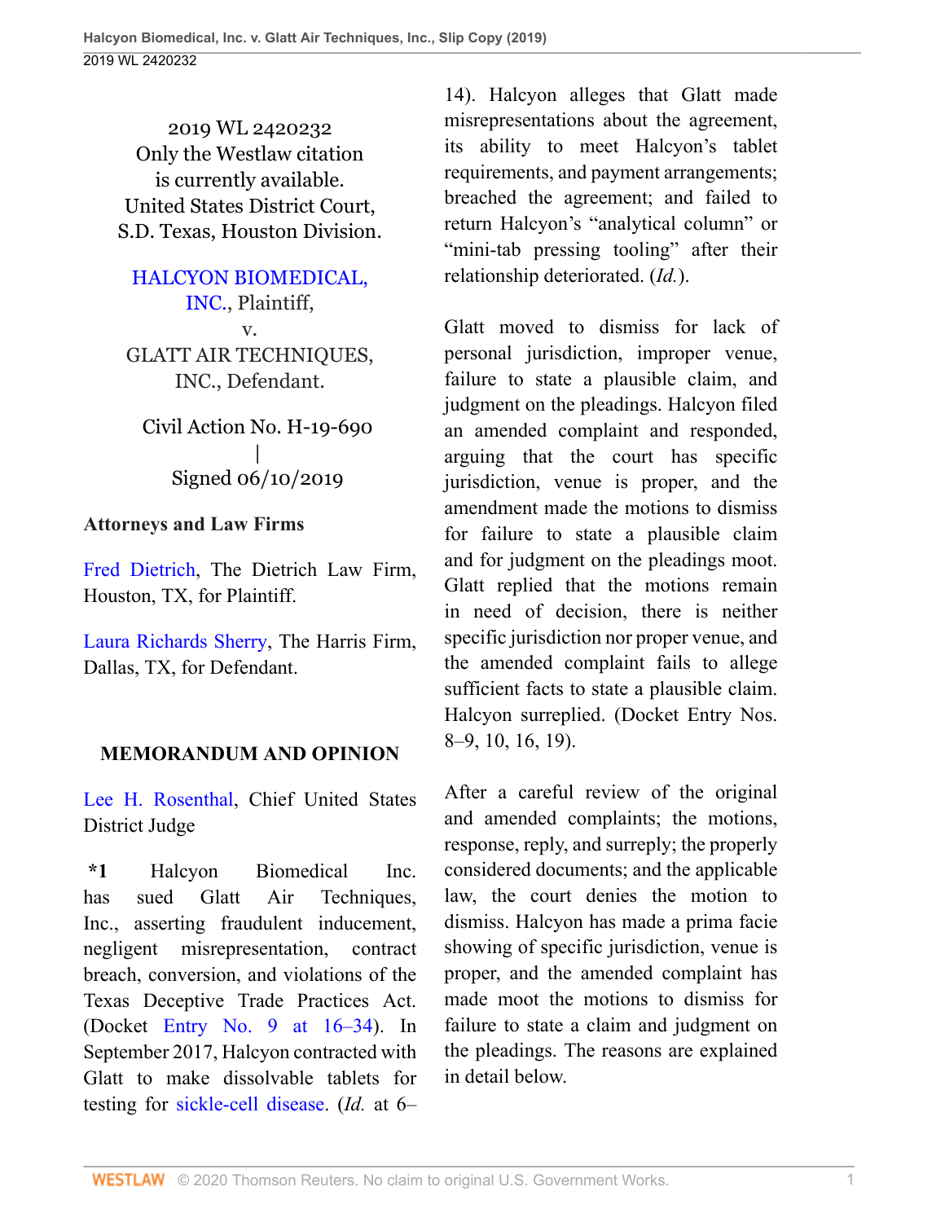2019 WL 2420232
Only the Westlaw citation
is currently available.
United States District Court,
S.D. Texas, Houston Division.

HALCYON BIOMEDICAL, INC., Plaintiff,
v.
GLATT AIR TECHNIQUES, INC., Defendant.

Civil Action No. H-19-690
|
Signed 06/10/2019

**Attorneys and Law Firms**

Fred Dietrich, The Dietrich Law Firm, Houston, TX, for Plaintiff.

Laura Richards Sherry, The Harris Firm, Dallas, TX, for Defendant.

## MEMORANDUM AND OPINION

Lee H. Rosenthal, Chief United States District Judge

**\*1** Halcyon Biomedical Inc. has sued Glatt Air Techniques, Inc., asserting fraudulent inducement, negligent misrepresentation, contract breach, conversion, and violations of the Texas Deceptive Trade Practices Act. (Docket Entry No. 9 at 16–34). In September 2017, Halcyon contracted with Glatt to make dissolvable tablets for testing for sickle-cell disease. (*Id.* at 6–14). Halcyon alleges that Glatt made misrepresentations about the agreement, its ability to meet Halcyon's tablet requirements, and payment arrangements; breached the agreement; and failed to return Halcyon's "analytical column" or "mini-tab pressing tooling" after their relationship deteriorated. (*Id.*).

Glatt moved to dismiss for lack of personal jurisdiction, improper venue, failure to state a plausible claim, and judgment on the pleadings. Halcyon filed an amended complaint and responded, arguing that the court has specific jurisdiction, venue is proper, and the amendment made the motions to dismiss for failure to state a plausible claim and for judgment on the pleadings moot. Glatt replied that the motions remain in need of decision, there is neither specific jurisdiction nor proper venue, and the amended complaint fails to allege sufficient facts to state a plausible claim. Halcyon surreplied. (Docket Entry Nos. 8–9, 10, 16, 19).

After a careful review of the original and amended complaints; the motions, response, reply, and surreply; the properly considered documents; and the applicable law, the court denies the motion to dismiss. Halcyon has made a prima facie showing of specific jurisdiction, venue is proper, and the amended complaint has made moot the motions to dismiss for failure to state a claim and judgment on the pleadings. The reasons are explained in detail below.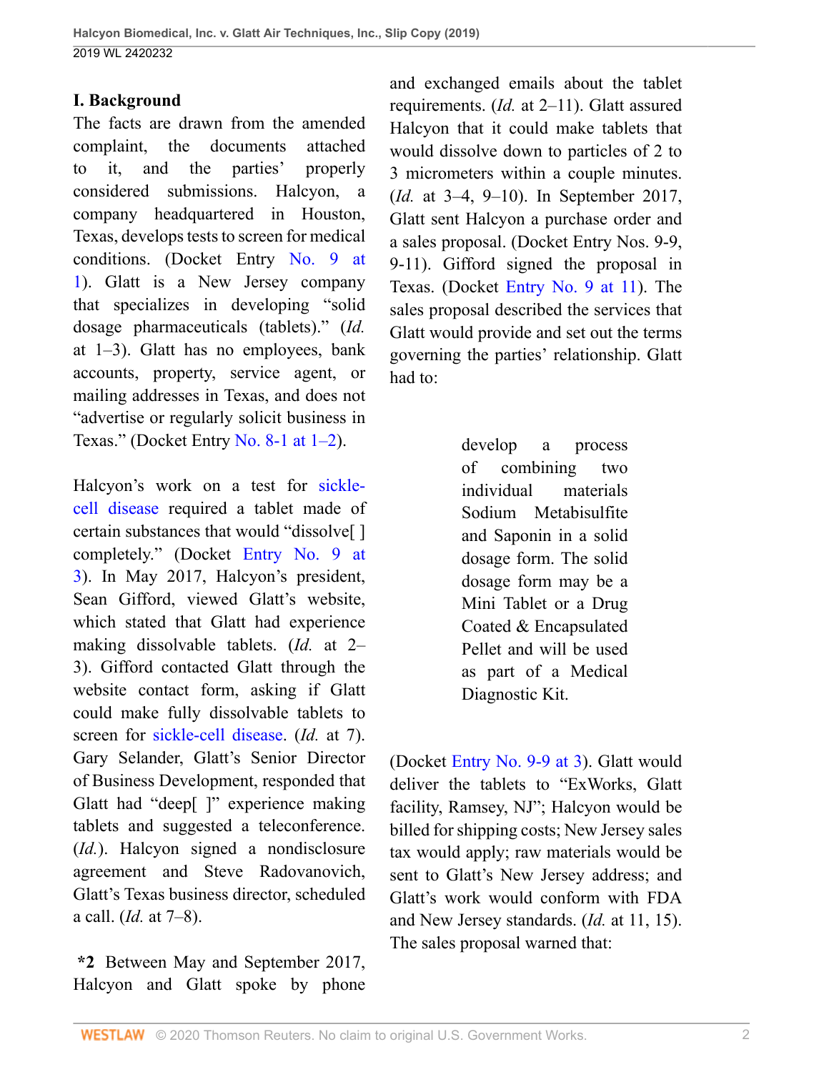## I. Background

The facts are drawn from the amended complaint, the documents attached to it, and the parties' properly considered submissions. Halcyon, a company headquartered in Houston, Texas, develops tests to screen for medical conditions. (Docket Entry No. 9 at 1). Glatt is a New Jersey company that specializes in developing "solid dosage pharmaceuticals (tablets)." (*Id.* at 1–3). Glatt has no employees, bank accounts, property, service agent, or mailing addresses in Texas, and does not "advertise or regularly solicit business in Texas." (Docket Entry No. 8-1 at 1–2).

Halcyon's work on a test for sickle-cell disease required a tablet made of certain substances that would "dissolve[ ] completely." (Docket Entry No. 9 at 3). In May 2017, Halcyon's president, Sean Gifford, viewed Glatt's website, which stated that Glatt had experience making dissolvable tablets. (*Id.* at 2–3). Gifford contacted Glatt through the website contact form, asking if Glatt could make fully dissolvable tablets to screen for sickle-cell disease. (*Id.* at 7). Gary Selander, Glatt's Senior Director of Business Development, responded that Glatt had "deep[ ]" experience making tablets and suggested a teleconference. (*Id.*). Halcyon signed a nondisclosure agreement and Steve Radovanovich, Glatt's Texas business director, scheduled a call. (*Id.* at 7–8).

**\*2** Between May and September 2017, Halcyon and Glatt spoke by phone and exchanged emails about the tablet requirements. (*Id.* at 2–11). Glatt assured Halcyon that it could make tablets that would dissolve down to particles of 2 to 3 micrometers within a couple minutes. (*Id.* at 3–4, 9–10). In September 2017, Glatt sent Halcyon a purchase order and a sales proposal. (Docket Entry Nos. 9-9, 9-11). Gifford signed the proposal in Texas. (Docket Entry No. 9 at 11). The sales proposal described the services that Glatt would provide and set out the terms governing the parties' relationship. Glatt had to:

> develop a process of combining two individual materials Sodium Metabisulfite and Saponin in a solid dosage form. The solid dosage form may be a Mini Tablet or a Drug Coated & Encapsulated Pellet and will be used as part of a Medical Diagnostic Kit.

(Docket Entry No. 9-9 at 3). Glatt would deliver the tablets to "ExWorks, Glatt facility, Ramsey, NJ"; Halcyon would be billed for shipping costs; New Jersey sales tax would apply; raw materials would be sent to Glatt's New Jersey address; and Glatt's work would conform with FDA and New Jersey standards. (*Id.* at 11, 15). The sales proposal warned that: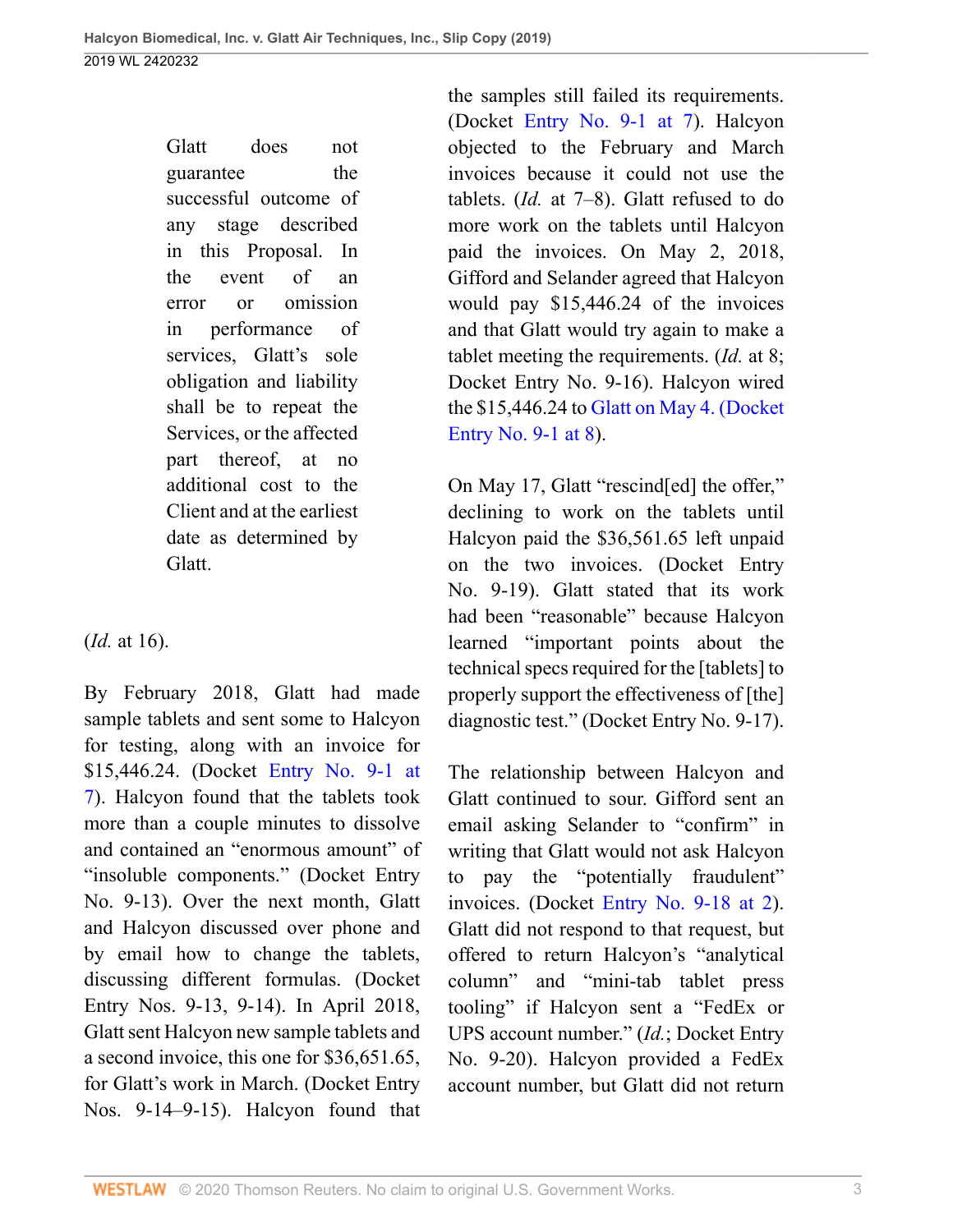> Glatt does not guarantee the successful outcome of any stage described in this Proposal. In the event of an error or omission in performance of services, Glatt's sole obligation and liability shall be to repeat the Services, or the affected part thereof, at no additional cost to the Client and at the earliest date as determined by Glatt.

(*Id.* at 16).

By February 2018, Glatt had made sample tablets and sent some to Halcyon for testing, along with an invoice for $15,446.24. (Docket Entry No. 9-1 at 7). Halcyon found that the tablets took more than a couple minutes to dissolve and contained an "enormous amount" of "insoluble components." (Docket Entry No. 9-13). Over the next month, Glatt and Halcyon discussed over phone and by email how to change the tablets, discussing different formulas. (Docket Entry Nos. 9-13, 9-14). In April 2018, Glatt sent Halcyon new sample tablets and a second invoice, this one for $36,651.65, for Glatt's work in March. (Docket Entry Nos. 9-14–9-15). Halcyon found that the samples still failed its requirements. (Docket Entry No. 9-1 at 7). Halcyon objected to the February and March invoices because it could not use the tablets. (*Id.* at 7–8). Glatt refused to do more work on the tablets until Halcyon paid the invoices. On May 2, 2018, Gifford and Selander agreed that Halcyon would pay $15,446.24 of the invoices and that Glatt would try again to make a tablet meeting the requirements. (*Id.* at 8; Docket Entry No. 9-16). Halcyon wired the $15,446.24 to Glatt on May 4. (Docket Entry No. 9-1 at 8).

On May 17, Glatt "rescind[ed] the offer," declining to work on the tablets until Halcyon paid the $36,561.65 left unpaid on the two invoices. (Docket Entry No. 9-19). Glatt stated that its work had been "reasonable" because Halcyon learned "important points about the technical specs required for the [tablets] to properly support the effectiveness of [the] diagnostic test." (Docket Entry No. 9-17).

The relationship between Halcyon and Glatt continued to sour. Gifford sent an email asking Selander to "confirm" in writing that Glatt would not ask Halcyon to pay the "potentially fraudulent" invoices. (Docket Entry No. 9-18 at 2). Glatt did not respond to that request, but offered to return Halcyon's "analytical column" and "mini-tab tablet press tooling" if Halcyon sent a "FedEx or UPS account number." (*Id.*; Docket Entry No. 9-20). Halcyon provided a FedEx account number, but Glatt did not return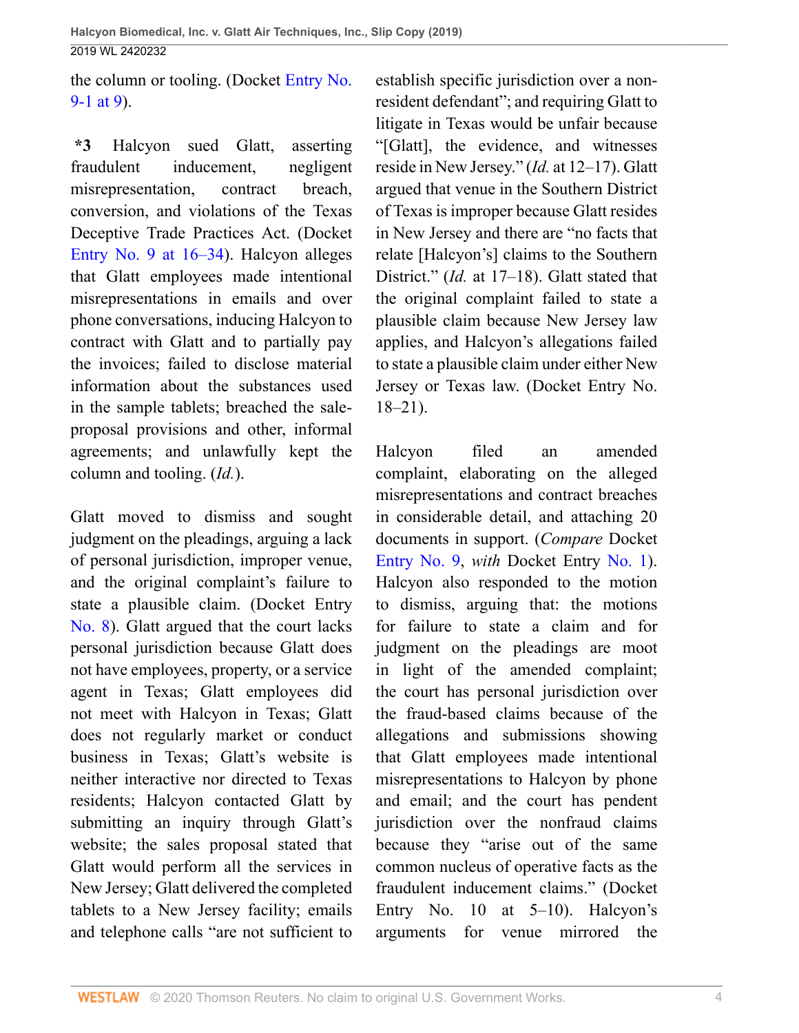the column or tooling. (Docket Entry No. 9-1 at 9).

**\*3** Halcyon sued Glatt, asserting fraudulent inducement, negligent misrepresentation, contract breach, conversion, and violations of the Texas Deceptive Trade Practices Act. (Docket Entry No. 9 at 16–34). Halcyon alleges that Glatt employees made intentional misrepresentations in emails and over phone conversations, inducing Halcyon to contract with Glatt and to partially pay the invoices; failed to disclose material information about the substances used in the sample tablets; breached the sale-proposal provisions and other, informal agreements; and unlawfully kept the column and tooling. (*Id.*).

Glatt moved to dismiss and sought judgment on the pleadings, arguing a lack of personal jurisdiction, improper venue, and the original complaint's failure to state a plausible claim. (Docket Entry No. 8). Glatt argued that the court lacks personal jurisdiction because Glatt does not have employees, property, or a service agent in Texas; Glatt employees did not meet with Halcyon in Texas; Glatt does not regularly market or conduct business in Texas; Glatt's website is neither interactive nor directed to Texas residents; Halcyon contacted Glatt by submitting an inquiry through Glatt's website; the sales proposal stated that Glatt would perform all the services in New Jersey; Glatt delivered the completed tablets to a New Jersey facility; emails and telephone calls "are not sufficient to establish specific jurisdiction over a non-resident defendant"; and requiring Glatt to litigate in Texas would be unfair because "[Glatt], the evidence, and witnesses reside in New Jersey." (*Id.* at 12–17). Glatt argued that venue in the Southern District of Texas is improper because Glatt resides in New Jersey and there are "no facts that relate [Halcyon's] claims to the Southern District." (*Id.* at 17–18). Glatt stated that the original complaint failed to state a plausible claim because New Jersey law applies, and Halcyon's allegations failed to state a plausible claim under either New Jersey or Texas law. (Docket Entry No. 18–21).

Halcyon filed an amended complaint, elaborating on the alleged misrepresentations and contract breaches in considerable detail, and attaching 20 documents in support. (*Compare* Docket Entry No. 9, *with* Docket Entry No. 1). Halcyon also responded to the motion to dismiss, arguing that: the motions for failure to state a claim and for judgment on the pleadings are moot in light of the amended complaint; the court has personal jurisdiction over the fraud-based claims because of the allegations and submissions showing that Glatt employees made intentional misrepresentations to Halcyon by phone and email; and the court has pendent jurisdiction over the nonfraud claims because they "arise out of the same common nucleus of operative facts as the fraudulent inducement claims." (Docket Entry No. 10 at 5–10). Halcyon's arguments for venue mirrored the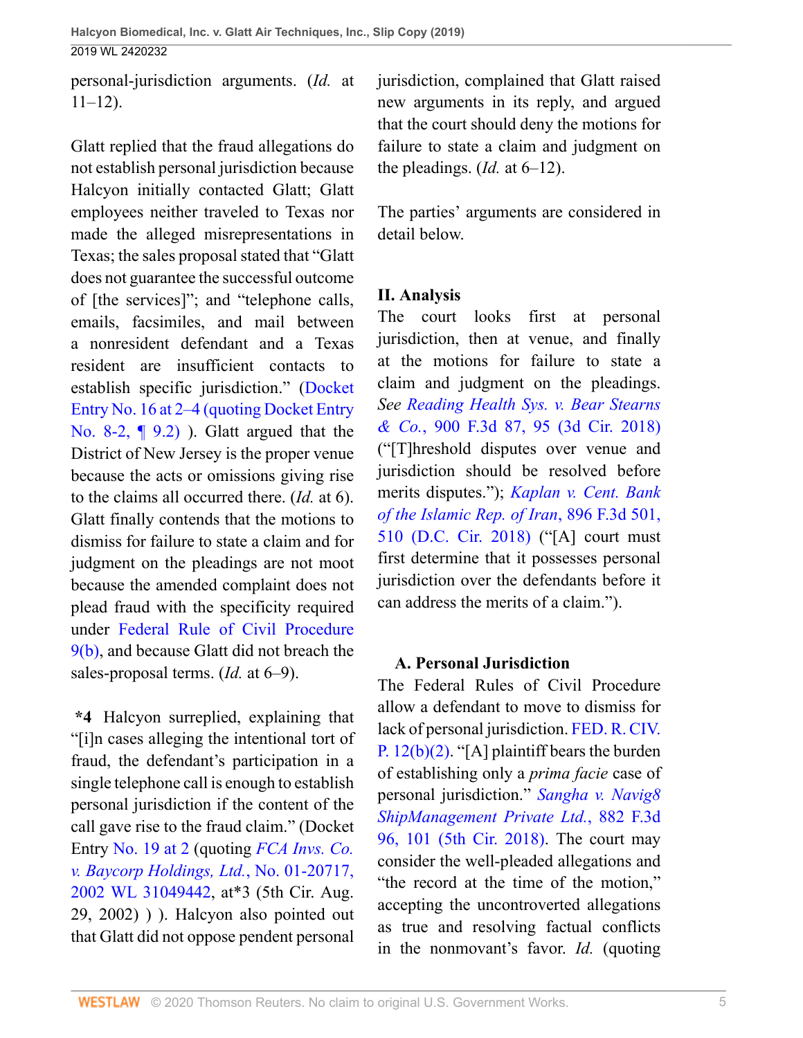personal-jurisdiction arguments. (*Id.* at 11–12).

Glatt replied that the fraud allegations do not establish personal jurisdiction because Halcyon initially contacted Glatt; Glatt employees neither traveled to Texas nor made the alleged misrepresentations in Texas; the sales proposal stated that "Glatt does not guarantee the successful outcome of [the services]"; and "telephone calls, emails, facsimiles, and mail between a nonresident defendant and a Texas resident are insufficient contacts to establish specific jurisdiction." (Docket Entry No. 16 at 2–4 (quoting Docket Entry No. 8-2, ¶ 9.2) ). Glatt argued that the District of New Jersey is the proper venue because the acts or omissions giving rise to the claims all occurred there. (*Id.* at 6). Glatt finally contends that the motions to dismiss for failure to state a claim and for judgment on the pleadings are not moot because the amended complaint does not plead fraud with the specificity required under Federal Rule of Civil Procedure 9(b), and because Glatt did not breach the sales-proposal terms. (*Id.* at 6–9).

**\*4** Halcyon surreplied, explaining that "[i]n cases alleging the intentional tort of fraud, the defendant's participation in a single telephone call is enough to establish personal jurisdiction if the content of the call gave rise to the fraud claim." (Docket Entry No. 19 at 2 (quoting *FCA Invs. Co. v. Baycorp Holdings, Ltd.*, No. 01-20717, 2002 WL 31049442, at*3 (5th Cir. Aug. 29, 2002) ) ). Halcyon also pointed out that Glatt did not oppose pendent personal jurisdiction, complained that Glatt raised new arguments in its reply, and argued that the court should deny the motions for failure to state a claim and judgment on the pleadings. (*Id.* at 6–12).

The parties' arguments are considered in detail below.

## II. Analysis

The court looks first at personal jurisdiction, then at venue, and finally at the motions for failure to state a claim and judgment on the pleadings. *See Reading Health Sys. v. Bear Stearns & Co.*, 900 F.3d 87, 95 (3d Cir. 2018) ("[T]hreshold disputes over venue and jurisdiction should be resolved before merits disputes."); *Kaplan v. Cent. Bank of the Islamic Rep. of Iran*, 896 F.3d 501, 510 (D.C. Cir. 2018) ("[A] court must first determine that it possesses personal jurisdiction over the defendants before it can address the merits of a claim.").

### A. Personal Jurisdiction

The Federal Rules of Civil Procedure allow a defendant to move to dismiss for lack of personal jurisdiction. FED. R. CIV. P. 12(b)(2). "[A] plaintiff bears the burden of establishing only a *prima facie* case of personal jurisdiction." *Sangha v. Navig8 ShipManagement Private Ltd.*, 882 F.3d 96, 101 (5th Cir. 2018). The court may consider the well-pleaded allegations and "the record at the time of the motion," accepting the uncontroverted allegations as true and resolving factual conflicts in the nonmovant's favor. *Id.* (quoting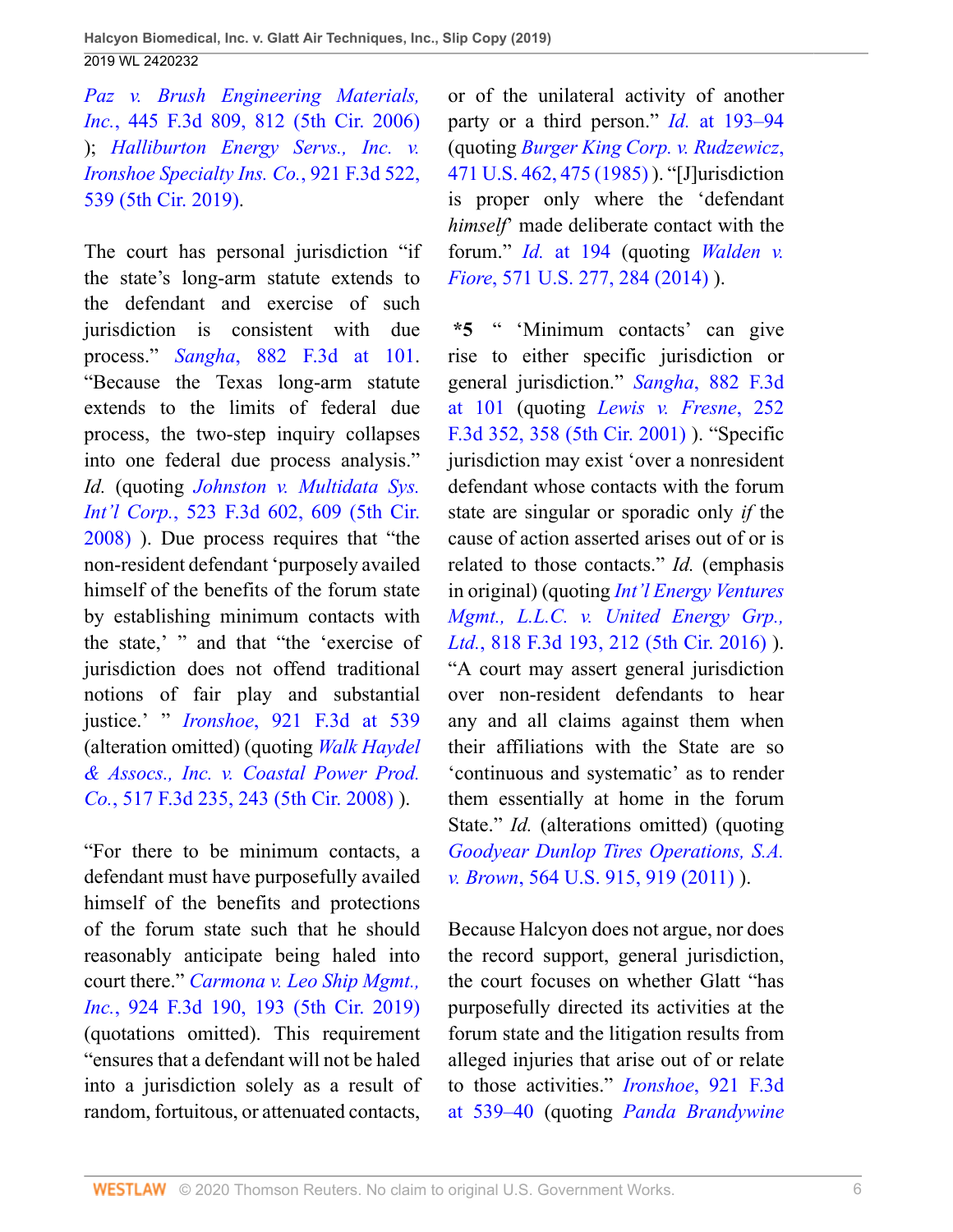*Paz v. Brush Engineering Materials, Inc.*, 445 F.3d 809, 812 (5th Cir. 2006) ); *Halliburton Energy Servs., Inc. v. Ironshoe Specialty Ins. Co.*, 921 F.3d 522, 539 (5th Cir. 2019).

The court has personal jurisdiction "if the state's long-arm statute extends to the defendant and exercise of such jurisdiction is consistent with due process." *Sangha*, 882 F.3d at 101. "Because the Texas long-arm statute extends to the limits of federal due process, the two-step inquiry collapses into one federal due process analysis." *Id.* (quoting *Johnston v. Multidata Sys. Int'l Corp.*, 523 F.3d 602, 609 (5th Cir. 2008) ). Due process requires that "the non-resident defendant 'purposely availed himself of the benefits of the forum state by establishing minimum contacts with the state,' " and that "the 'exercise of jurisdiction does not offend traditional notions of fair play and substantial justice.' " *Ironshoe*, 921 F.3d at 539 (alteration omitted) (quoting *Walk Haydel & Assocs., Inc. v. Coastal Power Prod. Co.*, 517 F.3d 235, 243 (5th Cir. 2008) ).

"For there to be minimum contacts, a defendant must have purposefully availed himself of the benefits and protections of the forum state such that he should reasonably anticipate being haled into court there." *Carmona v. Leo Ship Mgmt., Inc.*, 924 F.3d 190, 193 (5th Cir. 2019) (quotations omitted). This requirement "ensures that a defendant will not be haled into a jurisdiction solely as a result of random, fortuitous, or attenuated contacts, or of the unilateral activity of another party or a third person." *Id.* at 193–94 (quoting *Burger King Corp. v. Rudzewicz*, 471 U.S. 462, 475 (1985) ). "[J]urisdiction is proper only where the 'defendant *himself*' made deliberate contact with the forum." *Id.* at 194 (quoting *Walden v. Fiore*, 571 U.S. 277, 284 (2014) ).

**\*5** " 'Minimum contacts' can give rise to either specific jurisdiction or general jurisdiction." *Sangha*, 882 F.3d at 101 (quoting *Lewis v. Fresne*, 252 F.3d 352, 358 (5th Cir. 2001) ). "Specific jurisdiction may exist 'over a nonresident defendant whose contacts with the forum state are singular or sporadic only *if* the cause of action asserted arises out of or is related to those contacts." *Id.* (emphasis in original) (quoting *Int'l Energy Ventures Mgmt., L.L.C. v. United Energy Grp., Ltd.*, 818 F.3d 193, 212 (5th Cir. 2016) ). "A court may assert general jurisdiction over non-resident defendants to hear any and all claims against them when their affiliations with the State are so 'continuous and systematic' as to render them essentially at home in the forum State." *Id.* (alterations omitted) (quoting *Goodyear Dunlop Tires Operations, S.A. v. Brown*, 564 U.S. 915, 919 (2011) ).

Because Halcyon does not argue, nor does the record support, general jurisdiction, the court focuses on whether Glatt "has purposefully directed its activities at the forum state and the litigation results from alleged injuries that arise out of or relate to those activities." *Ironshoe*, 921 F.3d at 539–40 (quoting *Panda Brandywine*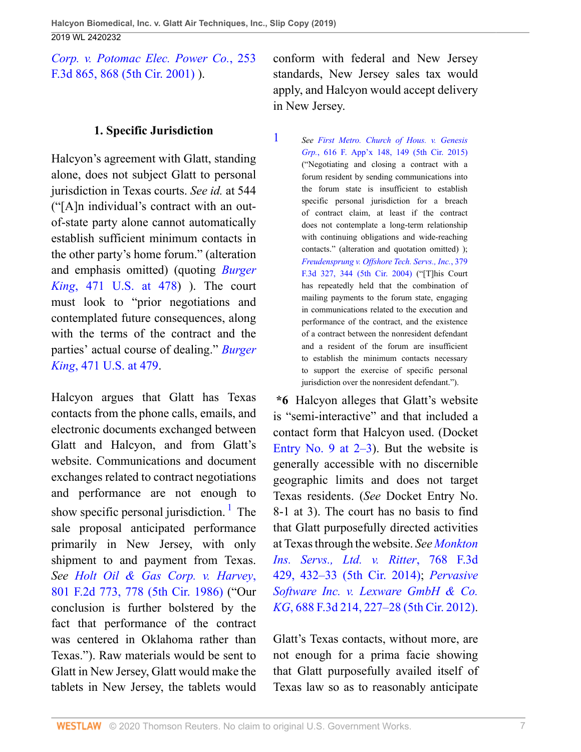Corp. v. Potomac Elec. Power Co., 253 F.3d 865, 868 (5th Cir. 2001) ).

### 1. Specific Jurisdiction

Halcyon's agreement with Glatt, standing alone, does not subject Glatt to personal jurisdiction in Texas courts. *See id.* at 544 ("[A]n individual's contract with an out-of-state party alone cannot automatically establish sufficient minimum contacts in the other party's home forum." (alteration and emphasis omitted) (quoting *Burger King*, 471 U.S. at 478) ). The court must look to "prior negotiations and contemplated future consequences, along with the terms of the contract and the parties' actual course of dealing." *Burger King*, 471 U.S. at 479.

Halcyon argues that Glatt has Texas contacts from the phone calls, emails, and electronic documents exchanged between Glatt and Halcyon, and from Glatt's website. Communications and document exchanges related to contract negotiations and performance are not enough to show specific personal jurisdiction.[1] The sale proposal anticipated performance primarily in New Jersey, with only shipment to and payment from Texas. *See Holt Oil & Gas Corp. v. Harvey*, 801 F.2d 773, 778 (5th Cir. 1986) ("Our conclusion is further bolstered by the fact that performance of the contract was centered in Oklahoma rather than Texas."). Raw materials would be sent to Glatt in New Jersey, Glatt would make the tablets in New Jersey, the tablets would conform with federal and New Jersey standards, New Jersey sales tax would apply, and Halcyon would accept delivery in New Jersey.

[1] *See First Metro. Church of Hous. v. Genesis Grp.*, 616 F. App'x 148, 149 (5th Cir. 2015) ("Negotiating and closing a contract with a forum resident by sending communications into the forum state is insufficient to establish specific personal jurisdiction for a breach of contract claim, at least if the contract does not contemplate a long-term relationship with continuing obligations and wide-reaching contacts." (alteration and quotation omitted) ); *Freudensprung v. Offshore Tech. Servs., Inc.*, 379 F.3d 327, 344 (5th Cir. 2004) ("[T]his Court has repeatedly held that the combination of mailing payments to the forum state, engaging in communications related to the execution and performance of the contract, and the existence of a contract between the nonresident defendant and a resident of the forum are insufficient to establish the minimum contacts necessary to support the exercise of specific personal jurisdiction over the nonresident defendant.").

**\*6** Halcyon alleges that Glatt's website is "semi-interactive" and that included a contact form that Halcyon used. (Docket Entry No. 9 at 2–3). But the website is generally accessible with no discernible geographic limits and does not target Texas residents. (*See* Docket Entry No. 8-1 at 3). The court has no basis to find that Glatt purposefully directed activities at Texas through the website. *See Monkton Ins. Servs., Ltd. v. Ritter*, 768 F.3d 429, 432–33 (5th Cir. 2014); *Pervasive Software Inc. v. Lexware GmbH & Co. KG*, 688 F.3d 214, 227–28 (5th Cir. 2012).

Glatt's Texas contacts, without more, are not enough for a prima facie showing that Glatt purposefully availed itself of Texas law so as to reasonably anticipate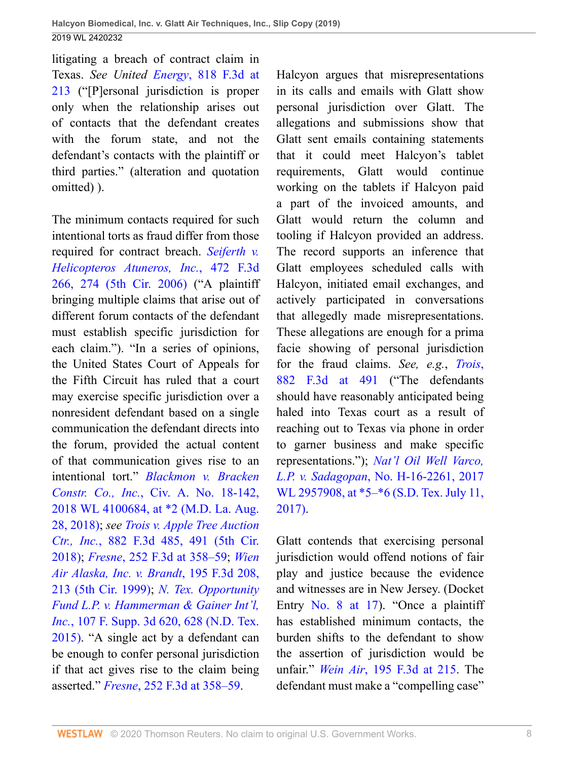litigating a breach of contract claim in Texas. *See United Energy*, 818 F.3d at 213 ("[P]ersonal jurisdiction is proper only when the relationship arises out of contacts that the defendant creates with the forum state, and not the defendant's contacts with the plaintiff or third parties." (alteration and quotation omitted) ).

The minimum contacts required for such intentional torts as fraud differ from those required for contract breach. *Seiferth v. Helicopteros Atuneros, Inc.*, 472 F.3d 266, 274 (5th Cir. 2006) ("A plaintiff bringing multiple claims that arise out of different forum contacts of the defendant must establish specific jurisdiction for each claim."). "In a series of opinions, the United States Court of Appeals for the Fifth Circuit has ruled that a court may exercise specific jurisdiction over a nonresident defendant based on a single communication the defendant directs into the forum, provided the actual content of that communication gives rise to an intentional tort." *Blackmon v. Bracken Constr. Co., Inc.*, Civ. A. No. 18-142, 2018 WL 4100684, at *2 (M.D. La. Aug. 28, 2018); *see Trois v. Apple Tree Auction Ctr., Inc.*, 882 F.3d 485, 491 (5th Cir. 2018); *Fresne*, 252 F.3d at 358–59; *Wien Air Alaska, Inc. v. Brandt*, 195 F.3d 208, 213 (5th Cir. 1999); *N. Tex. Opportunity Fund L.P. v. Hammerman & Gainer Int'l, Inc.*, 107 F. Supp. 3d 620, 628 (N.D. Tex. 2015). "A single act by a defendant can be enough to confer personal jurisdiction if that act gives rise to the claim being asserted." *Fresne*, 252 F.3d at 358–59.

Halcyon argues that misrepresentations in its calls and emails with Glatt show personal jurisdiction over Glatt. The allegations and submissions show that Glatt sent emails containing statements that it could meet Halcyon's tablet requirements, Glatt would continue working on the tablets if Halcyon paid a part of the invoiced amounts, and Glatt would return the column and tooling if Halcyon provided an address. The record supports an inference that Glatt employees scheduled calls with Halcyon, initiated email exchanges, and actively participated in conversations that allegedly made misrepresentations. These allegations are enough for a prima facie showing of personal jurisdiction for the fraud claims. *See, e.g.*, *Trois*, 882 F.3d at 491 ("The defendants should have reasonably anticipated being haled into Texas court as a result of reaching out to Texas via phone in order to garner business and make specific representations."); *Nat'l Oil Well Varco, L.P. v. Sadagopan*, No. H-16-2261, 2017 WL 2957908, at *5–*6 (S.D. Tex. July 11, 2017).

Glatt contends that exercising personal jurisdiction would offend notions of fair play and justice because the evidence and witnesses are in New Jersey. (Docket Entry No. 8 at 17). "Once a plaintiff has established minimum contacts, the burden shifts to the defendant to show the assertion of jurisdiction would be unfair." *Wein Air*, 195 F.3d at 215. The defendant must make a "compelling case"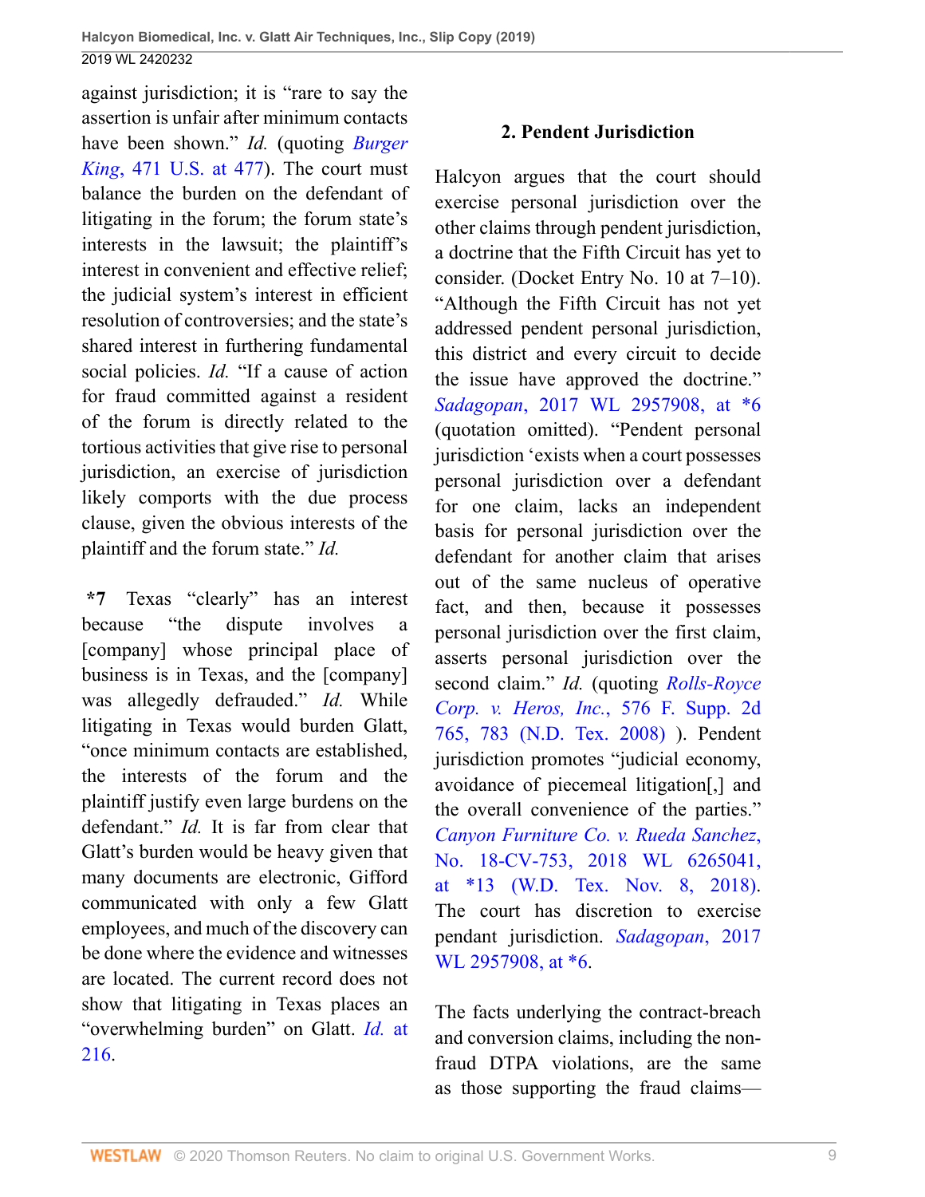against jurisdiction; it is "rare to say the assertion is unfair after minimum contacts have been shown." *Id.* (quoting *Burger King*, 471 U.S. at 477). The court must balance the burden on the defendant of litigating in the forum; the forum state's interests in the lawsuit; the plaintiff's interest in convenient and effective relief; the judicial system's interest in efficient resolution of controversies; and the state's shared interest in furthering fundamental social policies. *Id.* "If a cause of action for fraud committed against a resident of the forum is directly related to the tortious activities that give rise to personal jurisdiction, an exercise of jurisdiction likely comports with the due process clause, given the obvious interests of the plaintiff and the forum state." *Id.*

**\*7** Texas "clearly" has an interest because "the dispute involves a [company] whose principal place of business is in Texas, and the [company] was allegedly defrauded." *Id.* While litigating in Texas would burden Glatt, "once minimum contacts are established, the interests of the forum and the plaintiff justify even large burdens on the defendant." *Id.* It is far from clear that Glatt's burden would be heavy given that many documents are electronic, Gifford communicated with only a few Glatt employees, and much of the discovery can be done where the evidence and witnesses are located. The current record does not show that litigating in Texas places an "overwhelming burden" on Glatt. *Id.* at 216.

## 2. Pendent Jurisdiction

Halcyon argues that the court should exercise personal jurisdiction over the other claims through pendent jurisdiction, a doctrine that the Fifth Circuit has yet to consider. (Docket Entry No. 10 at 7–10). "Although the Fifth Circuit has not yet addressed pendent personal jurisdiction, this district and every circuit to decide the issue have approved the doctrine." *Sadagopan*, 2017 WL 2957908, at \*6 (quotation omitted). "Pendent personal jurisdiction 'exists when a court possesses personal jurisdiction over a defendant for one claim, lacks an independent basis for personal jurisdiction over the defendant for another claim that arises out of the same nucleus of operative fact, and then, because it possesses personal jurisdiction over the first claim, asserts personal jurisdiction over the second claim." *Id.* (quoting *Rolls-Royce Corp. v. Heros, Inc.*, 576 F. Supp. 2d 765, 783 (N.D. Tex. 2008) ). Pendent jurisdiction promotes "judicial economy, avoidance of piecemeal litigation[,] and the overall convenience of the parties." *Canyon Furniture Co. v. Rueda Sanchez*, No. 18-CV-753, 2018 WL 6265041, at \*13 (W.D. Tex. Nov. 8, 2018). The court has discretion to exercise pendant jurisdiction. *Sadagopan*, 2017 WL 2957908, at \*6.

The facts underlying the contract-breach and conversion claims, including the non-fraud DTPA violations, are the same as those supporting the fraud claims—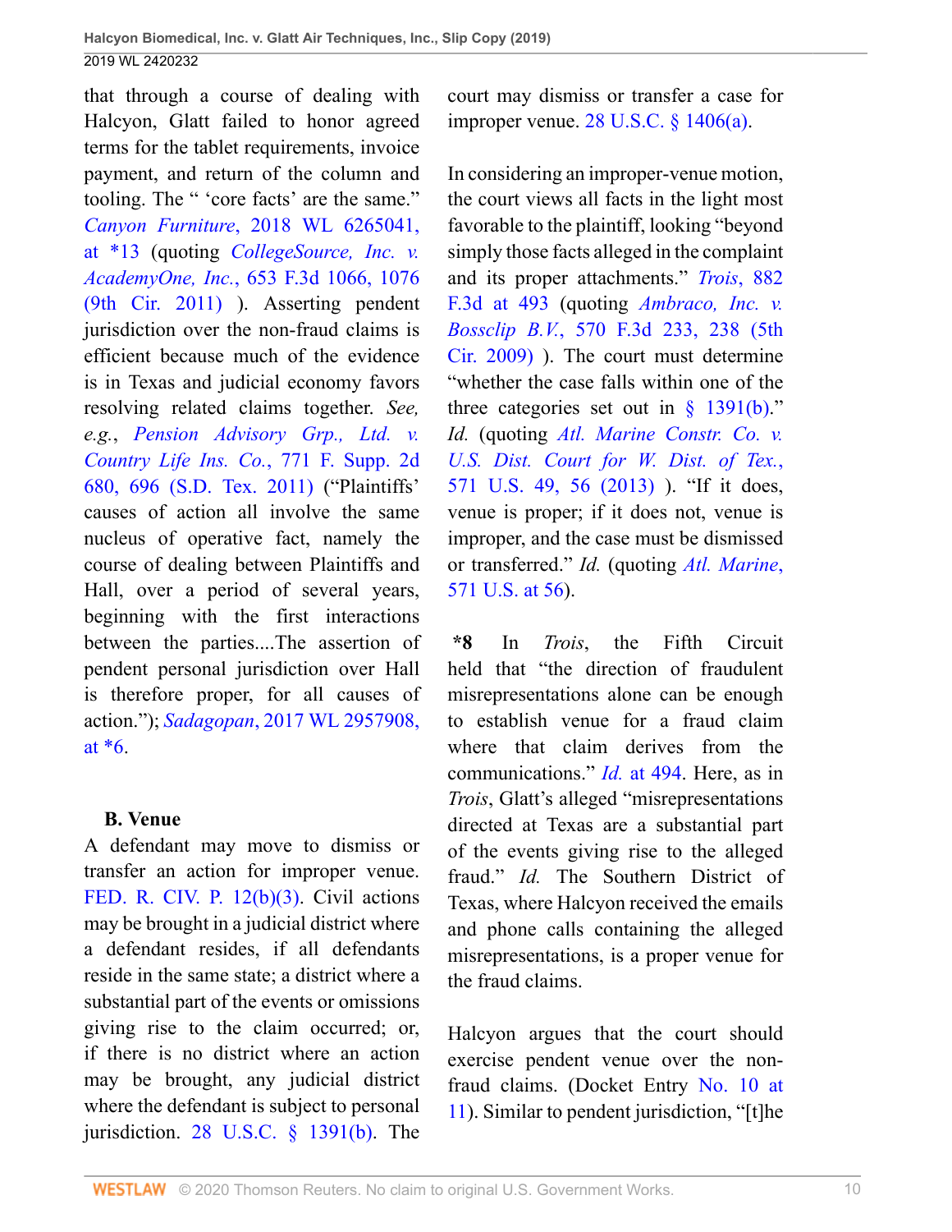that through a course of dealing with Halcyon, Glatt failed to honor agreed terms for the tablet requirements, invoice payment, and return of the column and tooling. The " 'core facts' are the same." *Canyon Furniture*, 2018 WL 6265041, at *13 (quoting *CollegeSource, Inc. v. AcademyOne, Inc.*, 653 F.3d 1066, 1076 (9th Cir. 2011) ). Asserting pendent jurisdiction over the non-fraud claims is efficient because much of the evidence is in Texas and judicial economy favors resolving related claims together. *See, e.g.*, *Pension Advisory Grp., Ltd. v. Country Life Ins. Co.*, 771 F. Supp. 2d 680, 696 (S.D. Tex. 2011) ("Plaintiffs' causes of action all involve the same nucleus of operative fact, namely the course of dealing between Plaintiffs and Hall, over a period of several years, beginning with the first interactions between the parties....The assertion of pendent personal jurisdiction over Hall is therefore proper, for all causes of action."); *Sadagopan*, 2017 WL 2957908, at *6.

### B. Venue

A defendant may move to dismiss or transfer an action for improper venue. FED. R. CIV. P. 12(b)(3). Civil actions may be brought in a judicial district where a defendant resides, if all defendants reside in the same state; a district where a substantial part of the events or omissions giving rise to the claim occurred; or, if there is no district where an action may be brought, any judicial district where the defendant is subject to personal jurisdiction. 28 U.S.C. § 1391(b). The court may dismiss or transfer a case for improper venue. 28 U.S.C. § 1406(a).

In considering an improper-venue motion, the court views all facts in the light most favorable to the plaintiff, looking "beyond simply those facts alleged in the complaint and its proper attachments." *Trois*, 882 F.3d at 493 (quoting *Ambraco, Inc. v. Bossclip B.V.*, 570 F.3d 233, 238 (5th Cir. 2009) ). The court must determine "whether the case falls within one of the three categories set out in § 1391(b)." *Id.* (quoting *Atl. Marine Constr. Co. v. U.S. Dist. Court for W. Dist. of Tex.*, 571 U.S. 49, 56 (2013) ). "If it does, venue is proper; if it does not, venue is improper, and the case must be dismissed or transferred." *Id.* (quoting *Atl. Marine*, 571 U.S. at 56).

**\*8** In *Trois*, the Fifth Circuit held that "the direction of fraudulent misrepresentations alone can be enough to establish venue for a fraud claim where that claim derives from the communications." *Id.* at 494. Here, as in *Trois*, Glatt's alleged "misrepresentations directed at Texas are a substantial part of the events giving rise to the alleged fraud." *Id.* The Southern District of Texas, where Halcyon received the emails and phone calls containing the alleged misrepresentations, is a proper venue for the fraud claims.

Halcyon argues that the court should exercise pendent venue over the non-fraud claims. (Docket Entry No. 10 at 11). Similar to pendent jurisdiction, "[t]he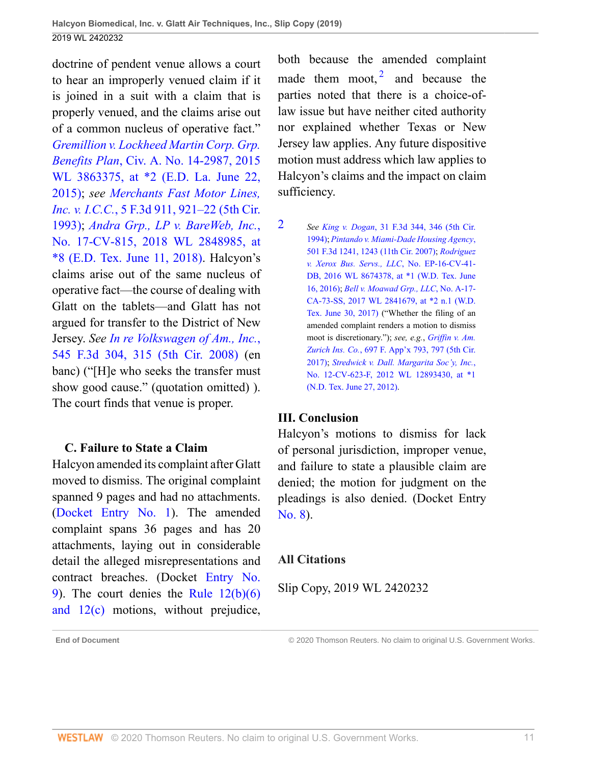doctrine of pendent venue allows a court to hear an improperly venued claim if it is joined in a suit with a claim that is properly venued, and the claims arise out of a common nucleus of operative fact." *Gremillion v. Lockheed Martin Corp. Grp. Benefits Plan*, Civ. A. No. 14-2987, 2015 WL 3863375, at *2 (E.D. La. June 22, 2015); *see Merchants Fast Motor Lines, Inc. v. I.C.C.*, 5 F.3d 911, 921–22 (5th Cir. 1993); *Andra Grp., LP v. BareWeb, Inc.*, No. 17-CV-815, 2018 WL 2848985, at *8 (E.D. Tex. June 11, 2018). Halcyon's claims arise out of the same nucleus of operative fact—the course of dealing with Glatt on the tablets—and Glatt has not argued for transfer to the District of New Jersey. *See In re Volkswagen of Am., Inc.*, 545 F.3d 304, 315 (5th Cir. 2008) (en banc) ("[H]e who seeks the transfer must show good cause." (quotation omitted) ). The court finds that venue is proper.

### C. Failure to State a Claim

Halcyon amended its complaint after Glatt moved to dismiss. The original complaint spanned 9 pages and had no attachments. (Docket Entry No. 1). The amended complaint spans 36 pages and has 20 attachments, laying out in considerable detail the alleged misrepresentations and contract breaches. (Docket Entry No. 9). The court denies the Rule 12(b)(6) and 12(c) motions, without prejudice, both because the amended complaint made them moot,[2] and because the parties noted that there is a choice-of-law issue but have neither cited authority nor explained whether Texas or New Jersey law applies. Any future dispositive motion must address which law applies to Halcyon's claims and the impact on claim sufficiency.

[2] *See King v. Dogan*, 31 F.3d 344, 346 (5th Cir. 1994); *Pintando v. Miami-Dade Housing Agency*, 501 F.3d 1241, 1243 (11th Cir. 2007); *Rodriguez v. Xerox Bus. Servs., LLC*, No. EP-16-CV-41-DB, 2016 WL 8674378, at *1 (W.D. Tex. June 16, 2016); *Bell v. Moawad Grp., LLC*, No. A-17-CA-73-SS, 2017 WL 2841679, at *2 n.1 (W.D. Tex. June 30, 2017) ("Whether the filing of an amended complaint renders a motion to dismiss moot is discretionary."); *see, e.g.*, *Griffin v. Am. Zurich Ins. Co.*, 697 F. App'x 793, 797 (5th Cir. 2017); *Stredwick v. Dall. Margarita Soc'y, Inc.*, No. 12-CV-623-F, 2012 WL 12893430, at *1 (N.D. Tex. June 27, 2012).

## III. Conclusion

Halcyon's motions to dismiss for lack of personal jurisdiction, improper venue, and failure to state a plausible claim are denied; the motion for judgment on the pleadings is also denied. (Docket Entry No. 8).

## All Citations

Slip Copy, 2019 WL 2420232

End of Document

© 2020 Thomson Reuters. No claim to original U.S. Government Works.